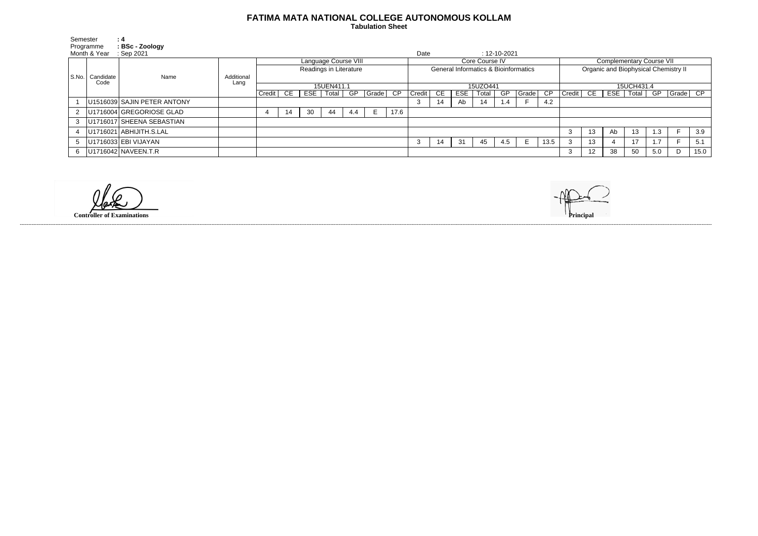# FATIMA MATA NATIONAL COLLEGE AUTONOMOUS KOLLAM

## Tabulation Sheet

Semester : **4**
Programme : **BSc - Zoology**
Month & Year : Sep 2021

Date : 12-10-2021

| S.No. | Candidate Code | Name | Additional Lang | Language Course VIII | | | | | | | Core Course IV | | | | | | | Complementary Course VII | | | | | | |
|---|---|---|---|---|---|---|---|---|---|---|---|---|---|---|---|---|---|---|---|---|---|---|---|---|
| | | | | Readings in Literature | | | | | | | General Informatics & Bioinformatics | | | | | | | Organic and Biophysical Chemistry II | | | | | | |
| | | | | 15UEN411.1 | | | | | | | 15UZO441 | | | | | | | 15UCH431.4 | | | | | | |
| | | | | Credit | CE | ESE | Total | GP | Grade | CP | Credit | CE | ESE | Total | GP | Grade | CP | Credit | CE | ESE | Total | GP | Grade | CP |
| 1 | U1516039 | SAJIN PETER ANTONY | | | | | | | | | 3 | 14 | Ab | 14 | 1.4 | F | 4.2 | | | | | | | |
| 2 | U1716004 | GREGORIOSE GLAD | | 4 | 14 | 30 | 44 | 4.4 | E | 17.6 | | | | | | | | | | | | | | |
| 3 | U1716017 | SHEENA SEBASTIAN | | | | | | | | | | | | | | | | | | | | | | |
| 4 | U1716021 | ABHIJITH.S.LAL | | | | | | | | | | | | | | | | 3 | 13 | Ab | 13 | 1.3 | F | 3.9 |
| 5 | U1716033 | EBI VIJAYAN | | | | | | | | | 3 | 14 | 31 | 45 | 4.5 | E | 13.5 | 3 | 13 | 4 | 17 | 1.7 | F | 5.1 |
| 6 | U1716042 | NAVEEN.T.R | | | | | | | | | | | | | | | | 3 | 12 | 38 | 50 | 5.0 | D | 15.0 |

**Controller of Examinations**

**Principal**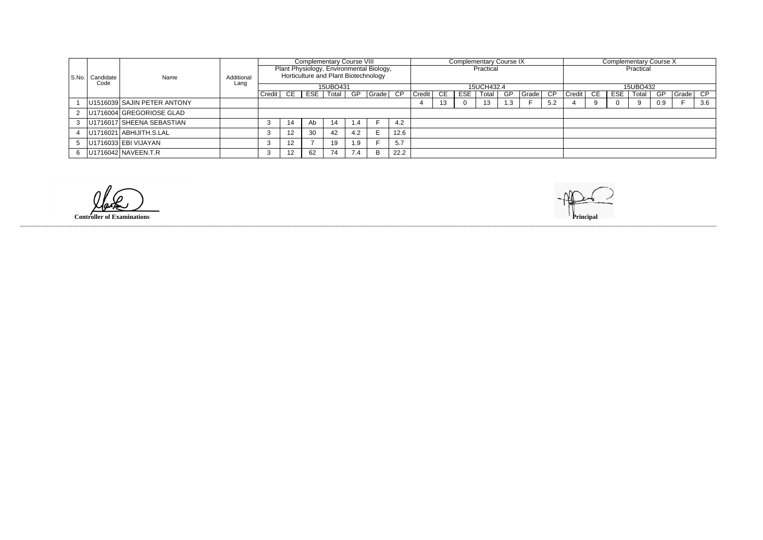| S.No. | Candidate Code | Name | Additional Lang | Complementary Course VIII | | | | | | | Complementary Course IX | | | | | | | Complementary Course X | | | | | | |
|---|---|---|---|---|---|---|---|---|---|---|---|---|---|---|---|---|---|---|---|---|---|---|---|---|
| | | | | Plant Physiology, Environmental Biology, Horticulture and Plant Biotechnology | | | | | | | Practical | | | | | | | Practical | | | | | | |
| | | | | 15UBO431 | | | | | | | 15UCH432.4 | | | | | | | 15UBO432 | | | | | | |
| | | | | Credit | CE | ESE | Total | GP | Grade | CP | Credit | CE | ESE | Total | GP | Grade | CP | Credit | CE | ESE | Total | GP | Grade | CP |
| 1 | U1516039 | SAJIN PETER ANTONY | | | | | | | | | 4 | 13 | 0 | 13 | 1.3 | F | 5.2 | 4 | 9 | 0 | 9 | 0.9 | F | 3.6 |
| 2 | U1716004 | GREGORIOSE GLAD | | | | | | | | | | | | | | | | | | | | | | |
| 3 | U1716017 | SHEENA SEBASTIAN | | 3 | 14 | Ab | 14 | 1.4 | F | 4.2 | | | | | | | | | | | | | | |
| 4 | U1716021 | ABHIJITH.S.LAL | | 3 | 12 | 30 | 42 | 4.2 | E | 12.6 | | | | | | | | | | | | | | |
| 5 | U1716033 | EBI VIJAYAN | | 3 | 12 | 7 | 19 | 1.9 | F | 5.7 | | | | | | | | | | | | | | |
| 6 | U1716042 | NAVEEN.T.R | | 3 | 12 | 62 | 74 | 7.4 | B | 22.2 | | | | | | | | | | | | | | |

**Controller of Examinations**

**Principal**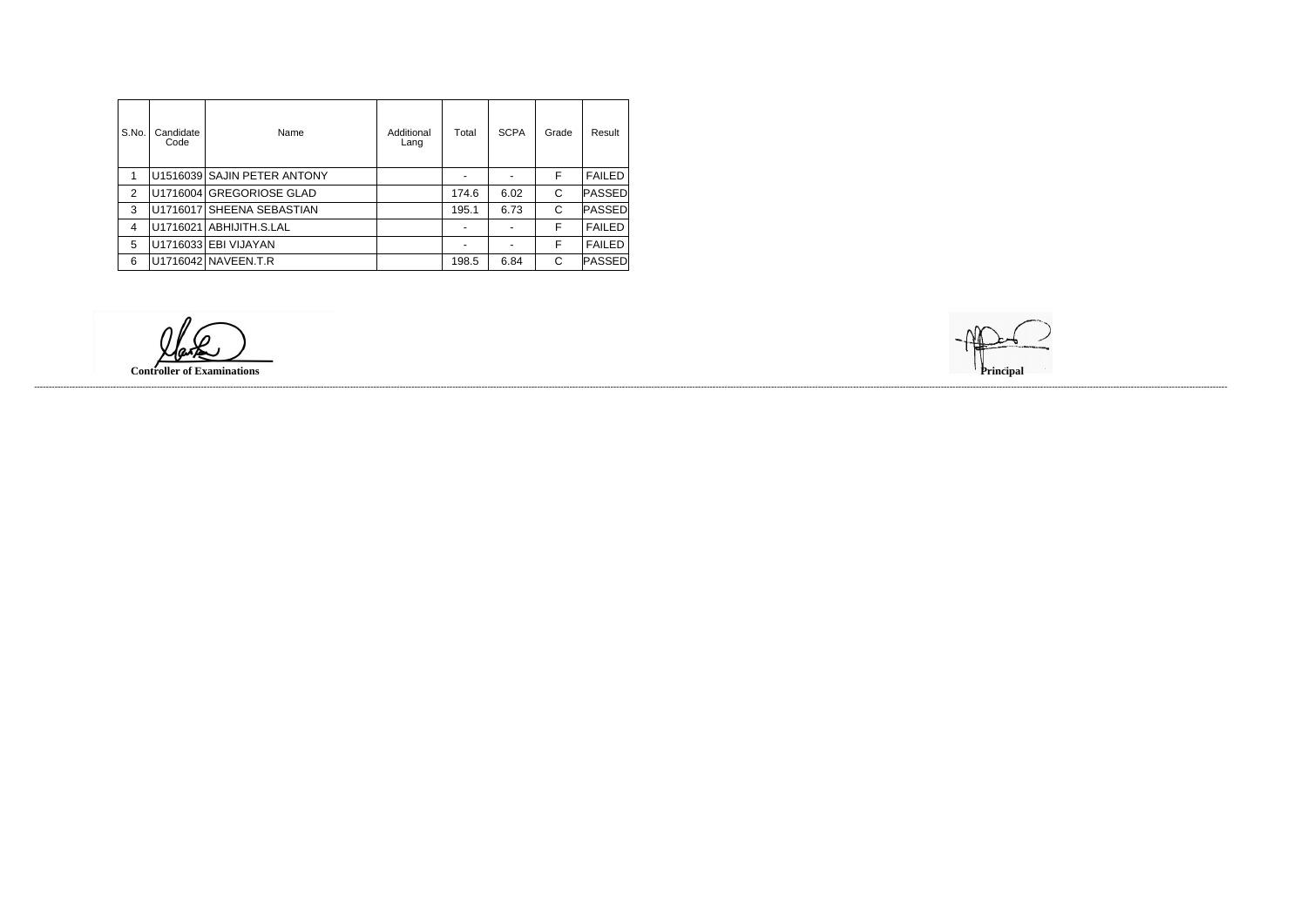| S.No. | Candidate Code | Name | Additional Lang | Total | SCPA | Grade | Result |
|---|---|---|---|---|---|---|---|
| 1 | U1516039 | SAJIN PETER ANTONY | | - | - | F | FAILED |
| 2 | U1716004 | GREGORIOSE GLAD | | 174.6 | 6.02 | C | PASSED |
| 3 | U1716017 | SHEENA SEBASTIAN | | 195.1 | 6.73 | C | PASSED |
| 4 | U1716021 | ABHIJITH.S.LAL | | - | - | F | FAILED |
| 5 | U1716033 | EBI VIJAYAN | | - | - | F | FAILED |
| 6 | U1716042 | NAVEEN.T.R | | 198.5 | 6.84 | C | PASSED |

**Controller of Examinations**

**Principal**